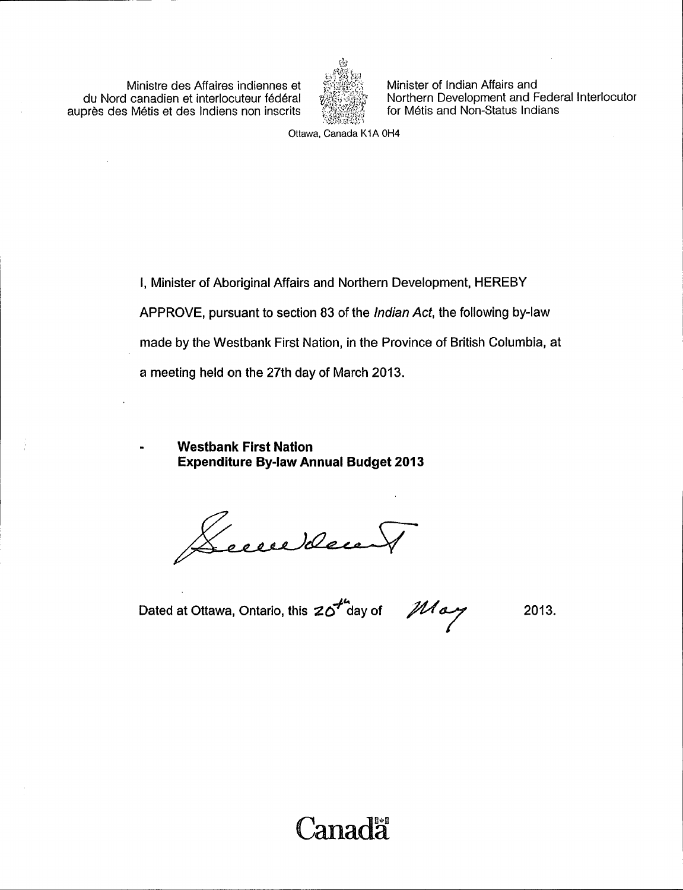Ministre des Affaires indiennes et du Nord canadien et interlocuteur fédéral auprès des Métis et des Indiens non inscrits

Minister of Indian Affairs and Northern Development and Federal Interlocutor for Métis and Non-Status Indians

Ottawa, Canada K1A 0H4

I, Minister of Aboriginal Affairs and Northern Development, HEREBY APPROVE, pursuant to section 83 of the *Indian Act*, the following by-law made by the Westbank First Nation, in the Province of British Columbia, at a meeting held on the 27th day of March 2013.

- **Westbank First Nation Expenditure By-law Annual Budget 2013**

Dated at Ottawa, Ontario, this 20th day of May 2013.

Canada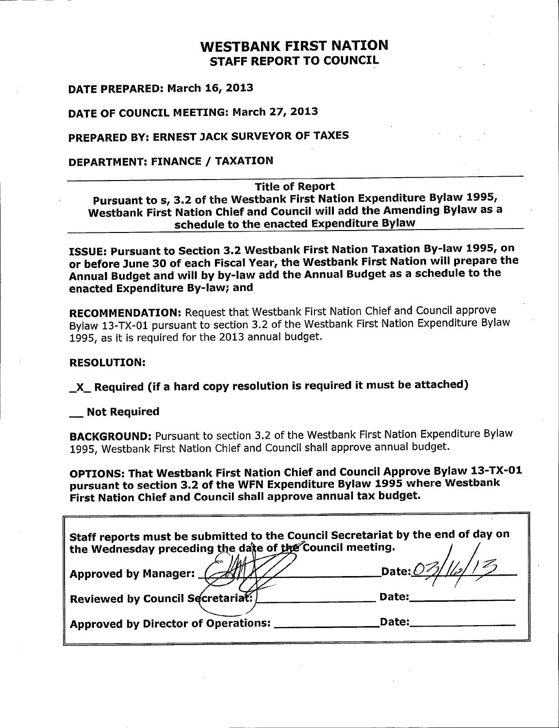# WESTBANK FIRST NATION
## STAFF REPORT TO COUNCIL

**DATE PREPARED: March 16, 2013**

**DATE OF COUNCIL MEETING: March 27, 2013**

**PREPARED BY: ERNEST JACK SURVEYOR OF TAXES**

**DEPARTMENT: FINANCE / TAXATION**

---

**Title of Report**
**Pursuant to s, 3.2 of the Westbank First Nation Expenditure Bylaw 1995, Westbank First Nation Chief and Council will add the Amending Bylaw as a schedule to the enacted Expenditure Bylaw**

---

**ISSUE: Pursuant to Section 3.2 Westbank First Nation Taxation By-law 1995, on or before June 30 of each Fiscal Year, the Westbank First Nation will prepare the Annual Budget and will by by-law add the Annual Budget as a schedule to the enacted Expenditure By-law; and**

**RECOMMENDATION:** Request that Westbank First Nation Chief and Council approve Bylaw 13-TX-01 pursuant to section 3.2 of the Westbank First Nation Expenditure Bylaw 1995, as it is required for the 2013 annual budget.

**RESOLUTION:**

**_X_ Required (if a hard copy resolution is required it must be attached)**

**__ Not Required**

**BACKGROUND:** Pursuant to section 3.2 of the Westbank First Nation Expenditure Bylaw 1995, Westbank First Nation Chief and Council shall approve annual budget.

**OPTIONS: That Westbank First Nation Chief and Council Approve Bylaw 13-TX-01 pursuant to section 3.2 of the WFN Expenditure Bylaw 1995 where Westbank First Nation Chief and Council shall approve annual tax budget.**

---

**Staff reports must be submitted to the Council Secretariat by the end of day on the Wednesday preceding the date of the Council meeting.**

**Approved by Manager:** [signature] **Date:** 03/16/13

**Reviewed by Council Secretariat:** ________________ **Date:** ________________

**Approved by Director of Operations:** ________________ **Date:** ________________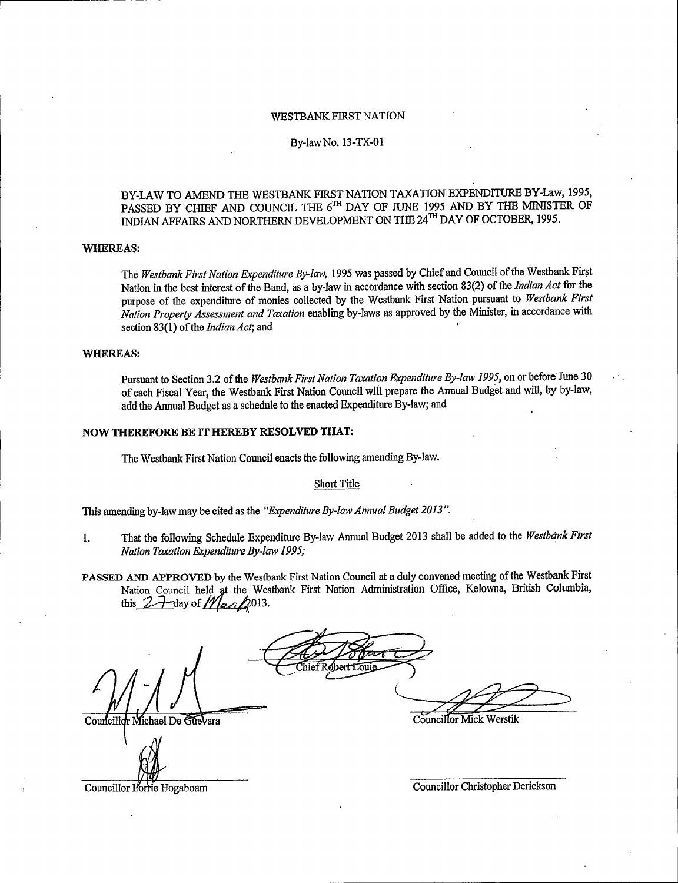WESTBANK FIRST NATION

By-law No. 13-TX-01

BY-LAW TO AMEND THE WESTBANK FIRST NATION TAXATION EXPENDITURE BY-Law, 1995, PASSED BY CHIEF AND COUNCIL THE 6TH DAY OF JUNE 1995 AND BY THE MINISTER OF INDIAN AFFAIRS AND NORTHERN DEVELOPMENT ON THE 24TH DAY OF OCTOBER, 1995.

**WHEREAS:**

The *Westbank First Nation Expenditure By-law,* 1995 was passed by Chief and Council of the Westbank First Nation in the best interest of the Band, as a by-law in accordance with section 83(2) of the *Indian Act* for the purpose of the expenditure of monies collected by the Westbank First Nation pursuant to *Westbank First Nation Property Assessment and Taxation* enabling by-laws as approved by the Minister, in accordance with section 83(1) of the *Indian Act*; and

**WHEREAS:**

Pursuant to Section 3.2 of the *Westbank First Nation Taxation Expenditure By-law 1995*, on or before June 30 of each Fiscal Year, the Westbank First Nation Council will prepare the Annual Budget and will, by by-law, add the Annual Budget as a schedule to the enacted Expenditure By-law; and

**NOW THEREFORE BE IT HEREBY RESOLVED THAT:**

The Westbank First Nation Council enacts the following amending By-law.

Short Title

This amending by-law may be cited as the *"Expenditure By-law Annual Budget 2013"*.

1. That the following Schedule Expenditure By-law Annual Budget 2013 shall be added to the *Westbank First Nation Taxation Expenditure By-law 1995;*

**PASSED AND APPROVED** by the Westbank First Nation Council at a duly convened meeting of the Westbank First Nation Council held at the Westbank First Nation Administration Office, Kelowna, British Columbia, this 27 day of March 2013.

Chief Robert Louie

Councillor Michael De Guevara

Councillor Mick Werstik

Councillor Lorrie Hogaboam

Councillor Christopher Derickson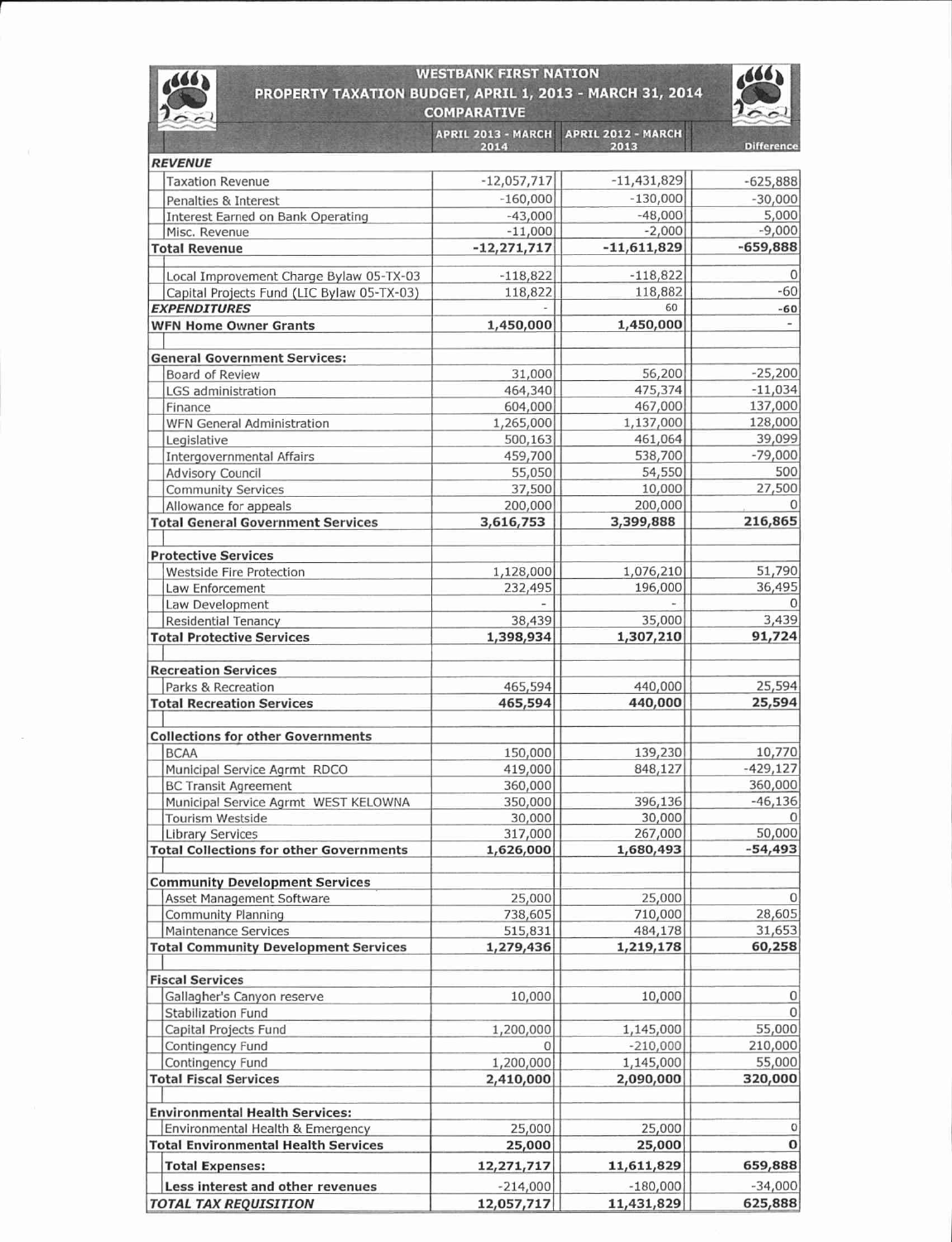# WESTBANK FIRST NATION

## PROPERTY TAXATION BUDGET, APRIL 1, 2013 - MARCH 31, 2014

### COMPARATIVE

| | APRIL 2013 - MARCH 2014 | APRIL 2012 - MARCH 2013 | Difference |
|---|---|---|---|
| ***REVENUE*** | | | |
| Taxation Revenue | -12,057,717 | -11,431,829 | -625,888 |
| Penalties & Interest | -160,000 | -130,000 | -30,000 |
| Interest Earned on Bank Operating | -43,000 | -48,000 | 5,000 |
| Misc. Revenue | -11,000 | -2,000 | -9,000 |
| **Total Revenue** | **-12,271,717** | **-11,611,829** | **-659,888** |
| | | | |
| Local Improvement Charge Bylaw 05-TX-03 | -118,822 | -118,822 | 0 |
| Capital Projects Fund (LIC Bylaw 05-TX-03) | 118,822 | 118,882 | -60 |
| ***EXPENDITURES*** | - | 60 | -60 |
| **WFN Home Owner Grants** | **1,450,000** | **1,450,000** | - |
| | | | |
| **General Government Services:** | | | |
| Board of Review | 31,000 | 56,200 | -25,200 |
| LGS administration | 464,340 | 475,374 | -11,034 |
| Finance | 604,000 | 467,000 | 137,000 |
| WFN General Administration | 1,265,000 | 1,137,000 | 128,000 |
| Legislative | 500,163 | 461,064 | 39,099 |
| Intergovernmental Affairs | 459,700 | 538,700 | -79,000 |
| Advisory Council | 55,050 | 54,550 | 500 |
| Community Services | 37,500 | 10,000 | 27,500 |
| Allowance for appeals | 200,000 | 200,000 | 0 |
| **Total General Government Services** | **3,616,753** | **3,399,888** | **216,865** |
| | | | |
| **Protective Services** | | | |
| Westside Fire Protection | 1,128,000 | 1,076,210 | 51,790 |
| Law Enforcement | 232,495 | 196,000 | 36,495 |
| Law Development | - | - | 0 |
| Residential Tenancy | 38,439 | 35,000 | 3,439 |
| **Total Protective Services** | **1,398,934** | **1,307,210** | **91,724** |
| | | | |
| **Recreation Services** | | | |
| Parks & Recreation | 465,594 | 440,000 | 25,594 |
| **Total Recreation Services** | **465,594** | **440,000** | **25,594** |
| | | | |
| **Collections for other Governments** | | | |
| BCAA | 150,000 | 139,230 | 10,770 |
| Municipal Service Agrmt RDCO | 419,000 | 848,127 | -429,127 |
| BC Transit Agreement | 360,000 | | 360,000 |
| Municipal Service Agrmt WEST KELOWNA | 350,000 | 396,136 | -46,136 |
| Tourism Westside | 30,000 | 30,000 | 0 |
| Library Services | 317,000 | 267,000 | 50,000 |
| **Total Collections for other Governments** | **1,626,000** | **1,680,493** | **-54,493** |
| | | | |
| **Community Development Services** | | | |
| Asset Management Software | 25,000 | 25,000 | 0 |
| Community Planning | 738,605 | 710,000 | 28,605 |
| Maintenance Services | 515,831 | 484,178 | 31,653 |
| **Total Community Development Services** | **1,279,436** | **1,219,178** | **60,258** |
| | | | |
| **Fiscal Services** | | | |
| Gallagher's Canyon reserve | 10,000 | 10,000 | 0 |
| Stabilization Fund | | | 0 |
| Capital Projects Fund | 1,200,000 | 1,145,000 | 55,000 |
| Contingency Fund | 0 | -210,000 | 210,000 |
| Contingency Fund | 1,200,000 | 1,145,000 | 55,000 |
| **Total Fiscal Services** | **2,410,000** | **2,090,000** | **320,000** |
| | | | |
| **Environmental Health Services:** | | | |
| Environmental Health & Emergency | 25,000 | 25,000 | 0 |
| **Total Environmental Health Services** | **25,000** | **25,000** | **0** |
| **Total Expenses:** | **12,271,717** | **11,611,829** | **659,888** |
| **Less interest and other revenues** | -214,000 | -180,000 | -34,000 |
| ***TOTAL TAX REQUISITION*** | **12,057,717** | **11,431,829** | **625,888** |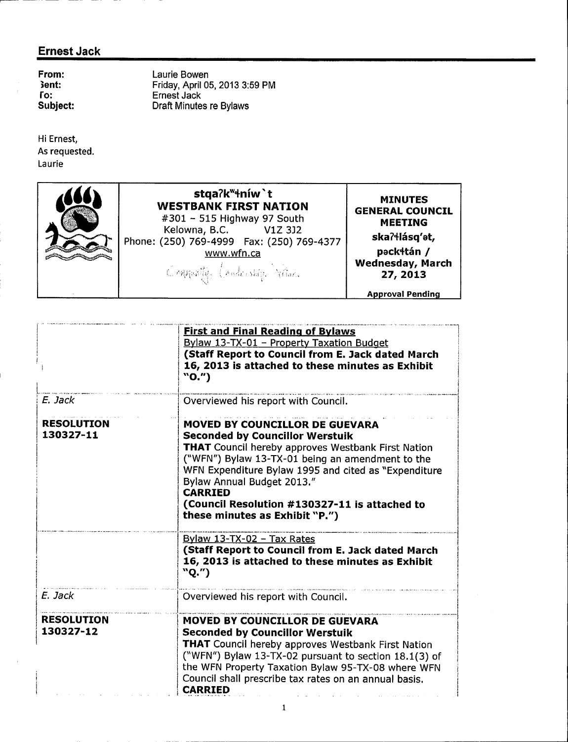## Ernest Jack

**From:** Laurie Bowen
**Sent:** Friday, April 05, 2013 3:59 PM
**To:** Ernest Jack
**Subject:** Draft Minutes re Bylaws

Hi Ernest,
As requested.
Laurie

| | | |
|---|---|---|
| | **stqa?kʷɬníw`t**<br>**WESTBANK FIRST NATION**<br>#301 – 515 Highway 97 South<br>Kelowna, B.C. V1Z 3J2<br>Phone: (250) 769-4999 Fax: (250) 769-4377<br>www.wfn.ca<br>Community Leadership Vision | **MINUTES**<br>**GENERAL COUNCIL MEETING**<br>**ska?ɬlásq'ət,**<br>**pəckɬtán /**<br>**Wednesday, March 27, 2013**<br>**Approval Pending** |

| | |
|---|---|
| | **First and Final Reading of Bylaws**<br>Bylaw 13-TX-01 – Property Taxation Budget<br>**(Staff Report to Council from E. Jack dated March 16, 2013 is attached to these minutes as Exhibit "O.")** |
| *E. Jack* | Overviewed his report with Council. |
| **RESOLUTION 130327-11** | **MOVED BY COUNCILLOR DE GUEVARA**<br>**Seconded by Councillor Werstuik**<br>**THAT** Council hereby approves Westbank First Nation ("WFN") Bylaw 13-TX-01 being an amendment to the WFN Expenditure Bylaw 1995 and cited as "Expenditure Bylaw Annual Budget 2013."<br>**CARRIED**<br>**(Council Resolution #130327-11 is attached to these minutes as Exhibit "P.")** |
| | Bylaw 13-TX-02 – Tax Rates<br>**(Staff Report to Council from E. Jack dated March 16, 2013 is attached to these minutes as Exhibit "Q.")** |
| *E. Jack* | Overviewed his report with Council. |
| **RESOLUTION 130327-12** | **MOVED BY COUNCILLOR DE GUEVARA**<br>**Seconded by Councillor Werstuik**<br>**THAT** Council hereby approves Westbank First Nation ("WFN") Bylaw 13-TX-02 pursuant to section 18.1(3) of the WFN Property Taxation Bylaw 95-TX-08 where WFN Council shall prescribe tax rates on an annual basis.<br>**CARRIED** |